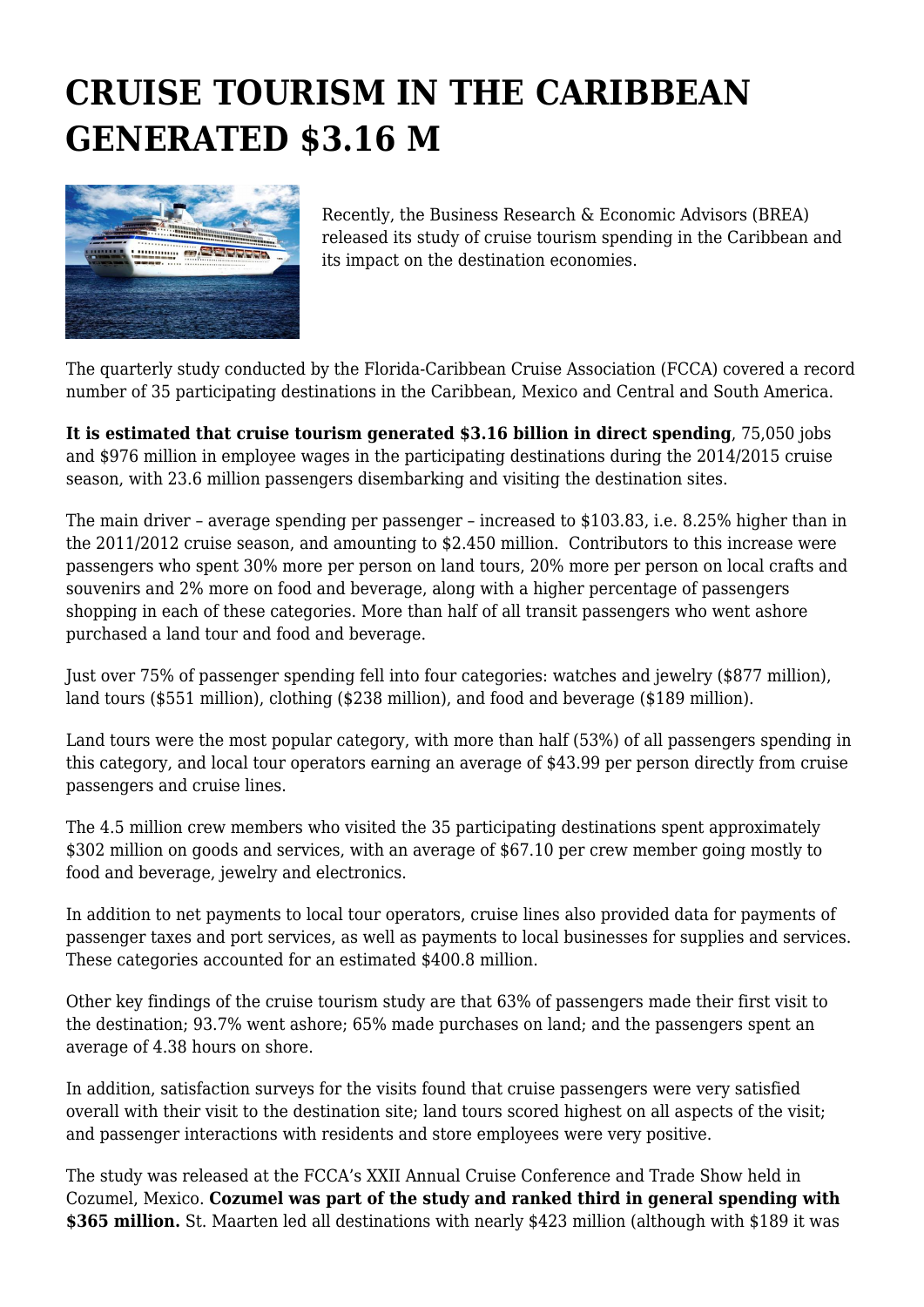# CRUISE TOURISM IN THE CARIBBEAN GENERATED $3.16 M

Recently, the Business Research & Economic Advisors (BREA) released its study of cruise tourism spending in the Caribbean and its impact on the destination economies.

The quarterly study conducted by the Florida-Caribbean Cruise Association (FCCA) covered a record number of 35 participating destinations in the Caribbean, Mexico and Central and South America.

**It is estimated that cruise tourism generated $3.16 billion in direct spending**, 75,050 jobs and $976 million in employee wages in the participating destinations during the 2014/2015 cruise season, with 23.6 million passengers disembarking and visiting the destination sites.

The main driver – average spending per passenger – increased to $103.83, i.e. 8.25% higher than in the 2011/2012 cruise season, and amounting to $2.450 million.  Contributors to this increase were passengers who spent 30% more per person on land tours, 20% more per person on local crafts and souvenirs and 2% more on food and beverage, along with a higher percentage of passengers shopping in each of these categories. More than half of all transit passengers who went ashore purchased a land tour and food and beverage.

Just over 75% of passenger spending fell into four categories: watches and jewelry ($877 million), land tours ($551 million), clothing ($238 million), and food and beverage ($189 million).

Land tours were the most popular category, with more than half (53%) of all passengers spending in this category, and local tour operators earning an average of $43.99 per person directly from cruise passengers and cruise lines.

The 4.5 million crew members who visited the 35 participating destinations spent approximately $302 million on goods and services, with an average of $67.10 per crew member going mostly to food and beverage, jewelry and electronics.

In addition to net payments to local tour operators, cruise lines also provided data for payments of passenger taxes and port services, as well as payments to local businesses for supplies and services. These categories accounted for an estimated $400.8 million.

Other key findings of the cruise tourism study are that 63% of passengers made their first visit to the destination; 93.7% went ashore; 65% made purchases on land; and the passengers spent an average of 4.38 hours on shore.

In addition, satisfaction surveys for the visits found that cruise passengers were very satisfied overall with their visit to the destination site; land tours scored highest on all aspects of the visit; and passenger interactions with residents and store employees were very positive.

The study was released at the FCCA's XXII Annual Cruise Conference and Trade Show held in Cozumel, Mexico. **Cozumel was part of the study and ranked third in general spending with $365 million.** St. Maarten led all destinations with nearly $423 million (although with $189 it was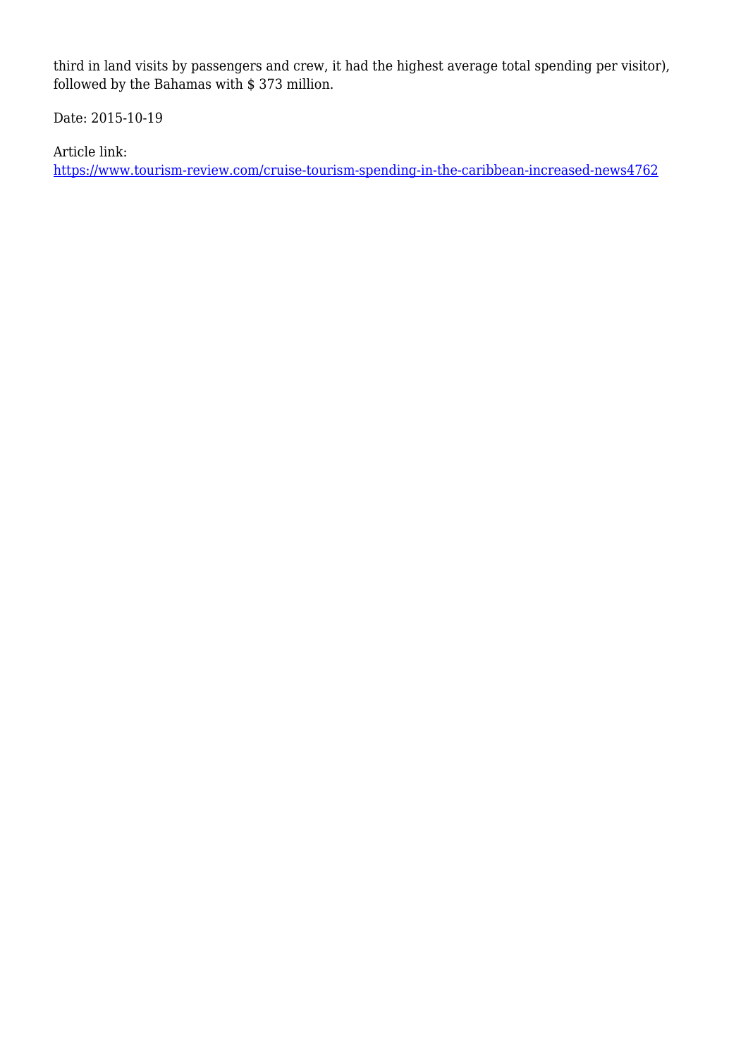third in land visits by passengers and crew, it had the highest average total spending per visitor), followed by the Bahamas with $ 373 million.

Date: 2015-10-19

Article link:
[https://www.tourism-review.com/cruise-tourism-spending-in-the-caribbean-increased-news4762](https://www.tourism-review.com/cruise-tourism-spending-in-the-caribbean-increased-news4762)